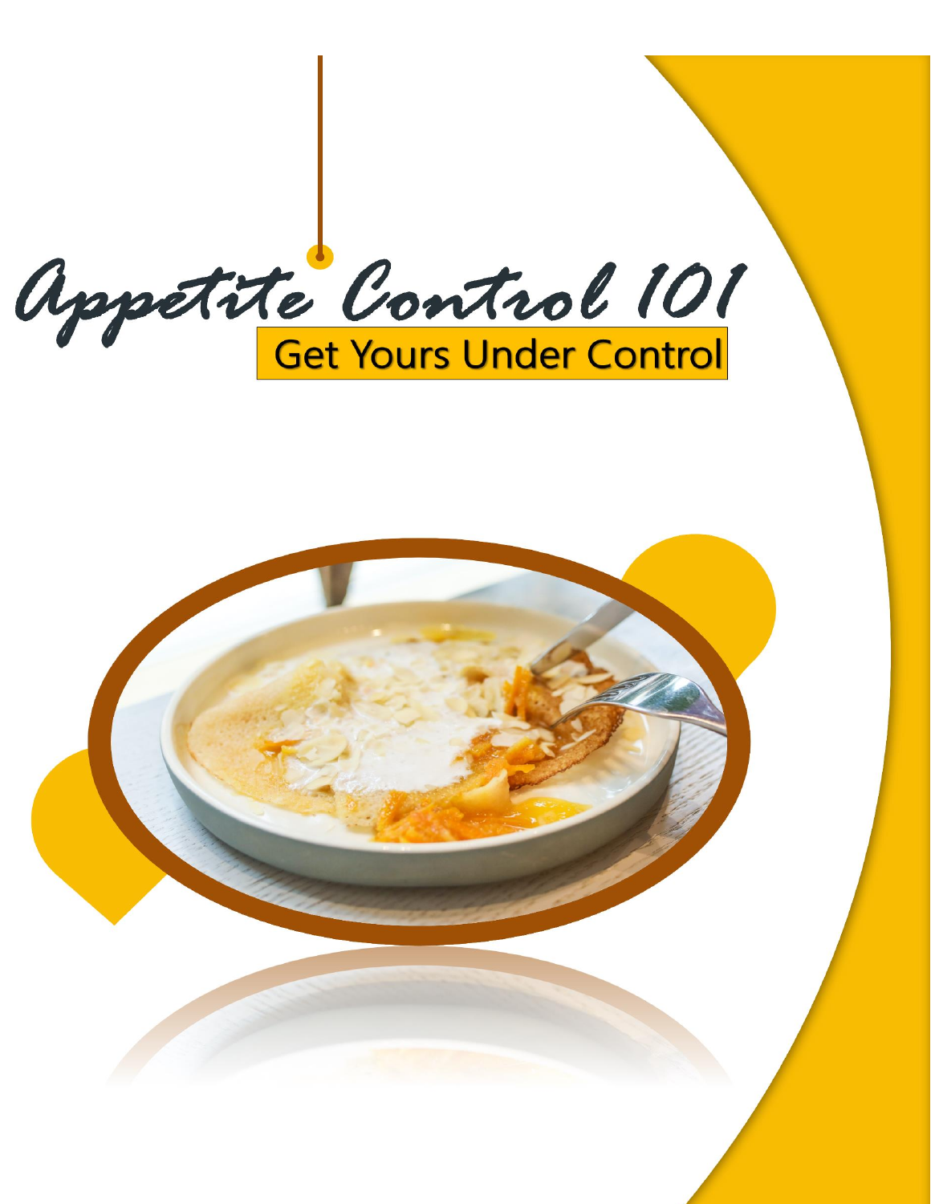# Appetite Control 101

## Get Yours Under Control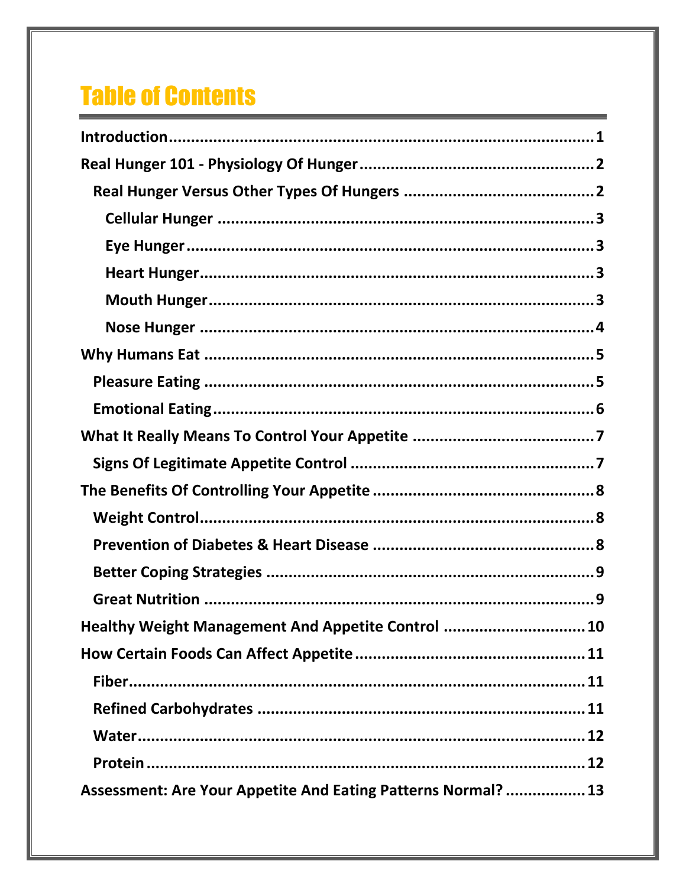# Table of Contents

**Introduction** .......... 1

**Real Hunger 101 - Physiology Of Hunger** .......... 2

- **Real Hunger Versus Other Types Of Hungers** .......... 2
  - **Cellular Hunger** .......... 3
  - **Eye Hunger** .......... 3
  - **Heart Hunger** .......... 3
  - **Mouth Hunger** .......... 3
  - **Nose Hunger** .......... 4

**Why Humans Eat** .......... 5

- **Pleasure Eating** .......... 5
- **Emotional Eating** .......... 6

**What It Really Means To Control Your Appetite** .......... 7

- **Signs Of Legitimate Appetite Control** .......... 7

**The Benefits Of Controlling Your Appetite** .......... 8

- **Weight Control** .......... 8
- **Prevention of Diabetes & Heart Disease** .......... 8
- **Better Coping Strategies** .......... 9
- **Great Nutrition** .......... 9

**Healthy Weight Management And Appetite Control** .......... 10

**How Certain Foods Can Affect Appetite** .......... 11

- **Fiber** .......... 11
- **Refined Carbohydrates** .......... 11
- **Water** .......... 12
- **Protein** .......... 12

**Assessment: Are Your Appetite And Eating Patterns Normal?** .......... 13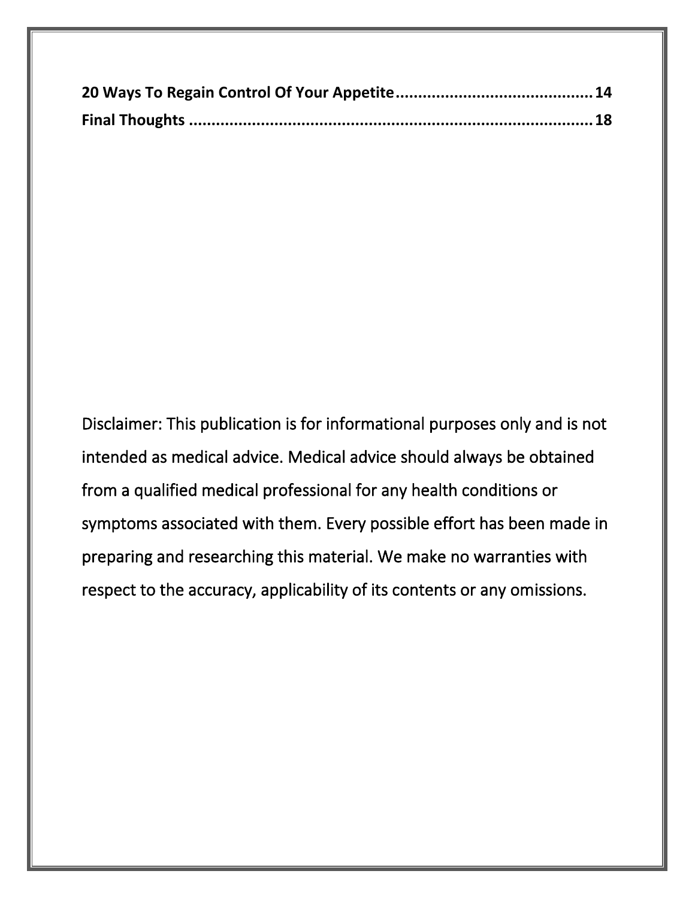**20 Ways To Regain Control Of Your Appetite** .......................................... **14**

**Final Thoughts** .......................................................................................... **18**

Disclaimer: This publication is for informational purposes only and is not intended as medical advice. Medical advice should always be obtained from a qualified medical professional for any health conditions or symptoms associated with them. Every possible effort has been made in preparing and researching this material. We make no warranties with respect to the accuracy, applicability of its contents or any omissions.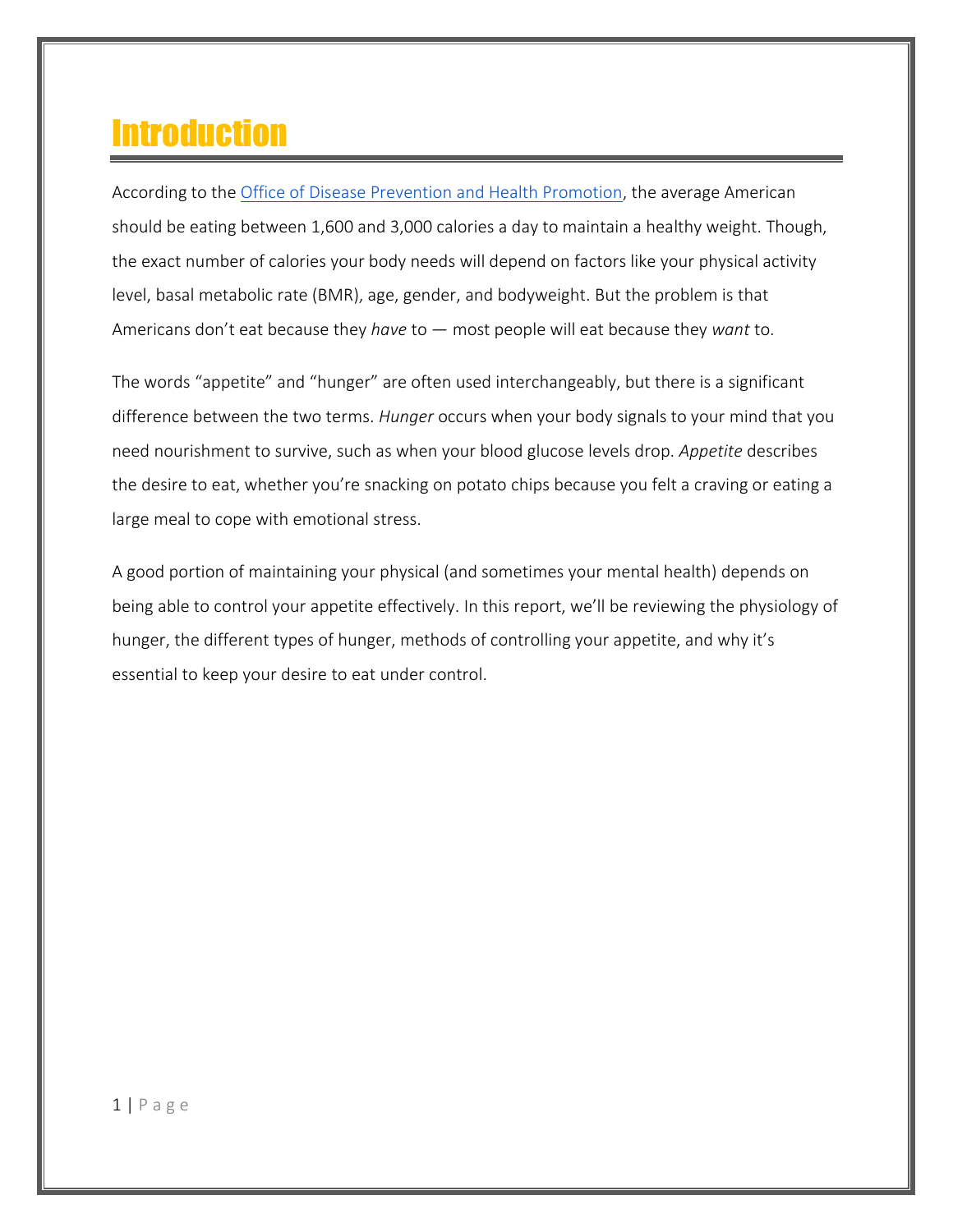# Introduction

According to the [Office of Disease Prevention and Health Promotion](), the average American should be eating between 1,600 and 3,000 calories a day to maintain a healthy weight. Though, the exact number of calories your body needs will depend on factors like your physical activity level, basal metabolic rate (BMR), age, gender, and bodyweight. But the problem is that Americans don't eat because they *have* to — most people will eat because they *want* to.

The words "appetite" and "hunger" are often used interchangeably, but there is a significant difference between the two terms. *Hunger* occurs when your body signals to your mind that you need nourishment to survive, such as when your blood glucose levels drop. *Appetite* describes the desire to eat, whether you're snacking on potato chips because you felt a craving or eating a large meal to cope with emotional stress.

A good portion of maintaining your physical (and sometimes your mental health) depends on being able to control your appetite effectively. In this report, we'll be reviewing the physiology of hunger, the different types of hunger, methods of controlling your appetite, and why it's essential to keep your desire to eat under control.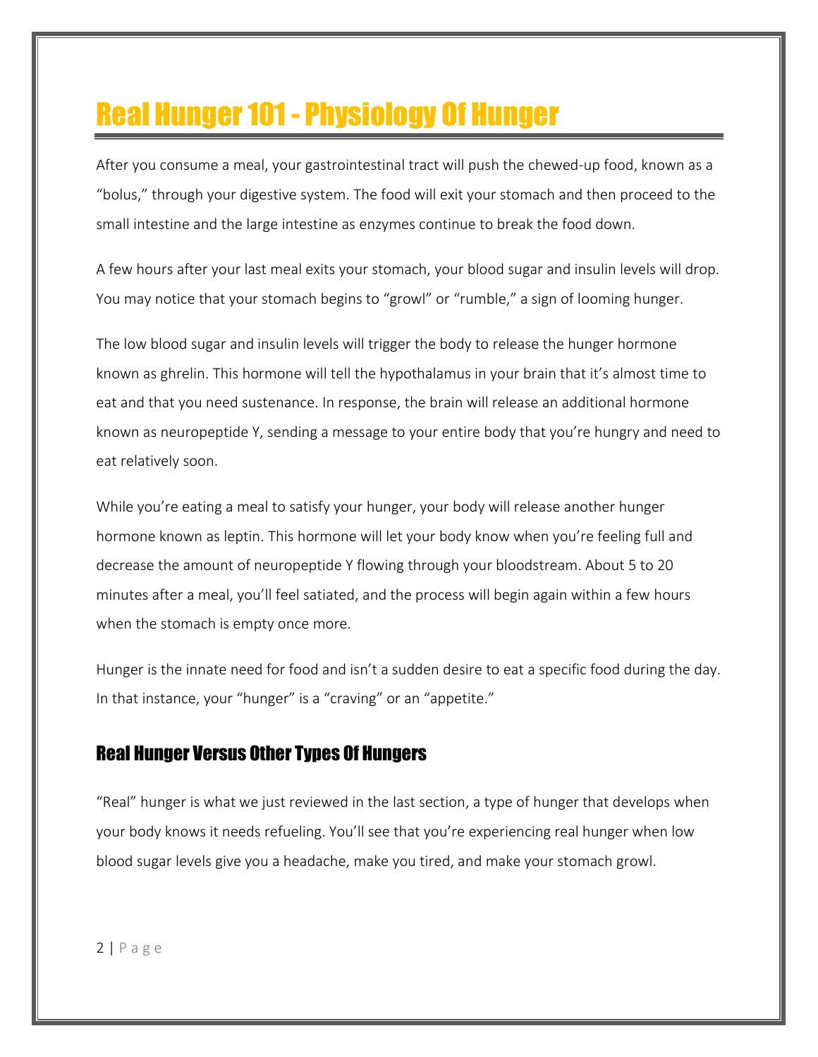# Real Hunger 101 - Physiology Of Hunger

After you consume a meal, your gastrointestinal tract will push the chewed-up food, known as a "bolus," through your digestive system. The food will exit your stomach and then proceed to the small intestine and the large intestine as enzymes continue to break the food down.

A few hours after your last meal exits your stomach, your blood sugar and insulin levels will drop. You may notice that your stomach begins to "growl" or "rumble," a sign of looming hunger.

The low blood sugar and insulin levels will trigger the body to release the hunger hormone known as ghrelin. This hormone will tell the hypothalamus in your brain that it's almost time to eat and that you need sustenance. In response, the brain will release an additional hormone known as neuropeptide Y, sending a message to your entire body that you're hungry and need to eat relatively soon.

While you're eating a meal to satisfy your hunger, your body will release another hunger hormone known as leptin. This hormone will let your body know when you're feeling full and decrease the amount of neuropeptide Y flowing through your bloodstream. About 5 to 20 minutes after a meal, you'll feel satiated, and the process will begin again within a few hours when the stomach is empty once more.

Hunger is the innate need for food and isn't a sudden desire to eat a specific food during the day. In that instance, your "hunger" is a "craving" or an "appetite."

## Real Hunger Versus Other Types Of Hungers

"Real" hunger is what we just reviewed in the last section, a type of hunger that develops when your body knows it needs refueling. You'll see that you're experiencing real hunger when low blood sugar levels give you a headache, make you tired, and make your stomach growl.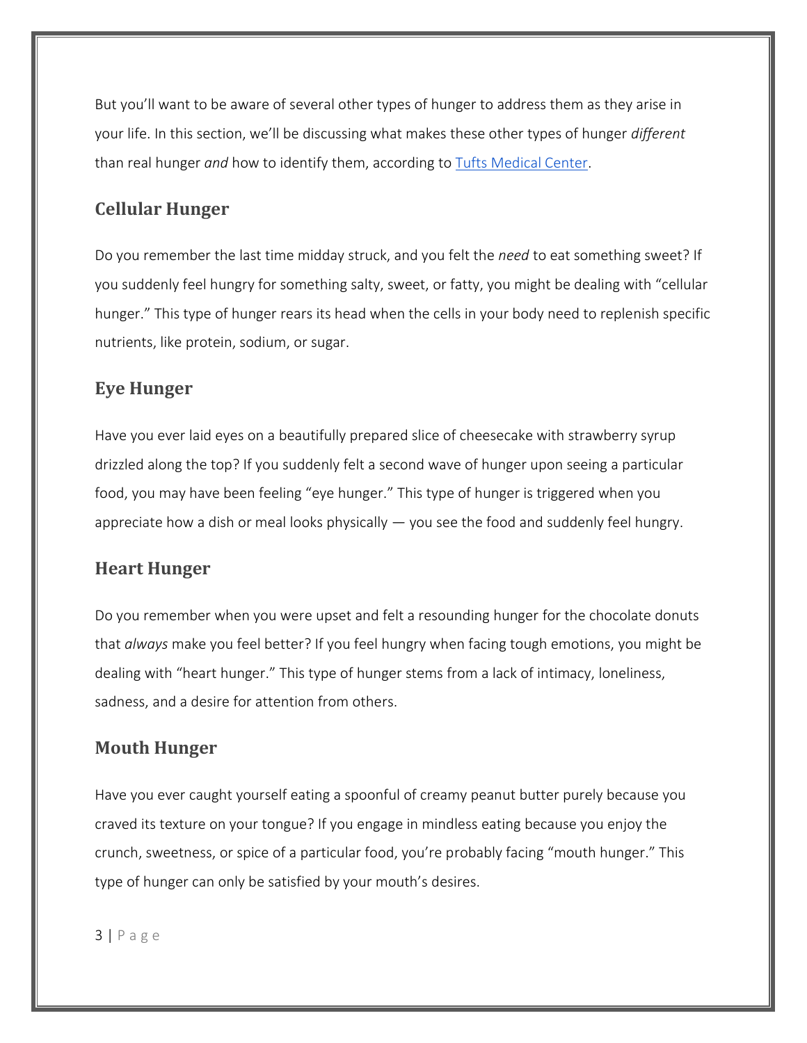But you'll want to be aware of several other types of hunger to address them as they arise in your life. In this section, we'll be discussing what makes these other types of hunger *different* than real hunger *and* how to identify them, according to [Tufts Medical Center](#).

## Cellular Hunger

Do you remember the last time midday struck, and you felt the *need* to eat something sweet? If you suddenly feel hungry for something salty, sweet, or fatty, you might be dealing with "cellular hunger." This type of hunger rears its head when the cells in your body need to replenish specific nutrients, like protein, sodium, or sugar.

## Eye Hunger

Have you ever laid eyes on a beautifully prepared slice of cheesecake with strawberry syrup drizzled along the top? If you suddenly felt a second wave of hunger upon seeing a particular food, you may have been feeling "eye hunger." This type of hunger is triggered when you appreciate how a dish or meal looks physically — you see the food and suddenly feel hungry.

## Heart Hunger

Do you remember when you were upset and felt a resounding hunger for the chocolate donuts that *always* make you feel better? If you feel hungry when facing tough emotions, you might be dealing with "heart hunger." This type of hunger stems from a lack of intimacy, loneliness, sadness, and a desire for attention from others.

## Mouth Hunger

Have you ever caught yourself eating a spoonful of creamy peanut butter purely because you craved its texture on your tongue? If you engage in mindless eating because you enjoy the crunch, sweetness, or spice of a particular food, you're probably facing "mouth hunger." This type of hunger can only be satisfied by your mouth's desires.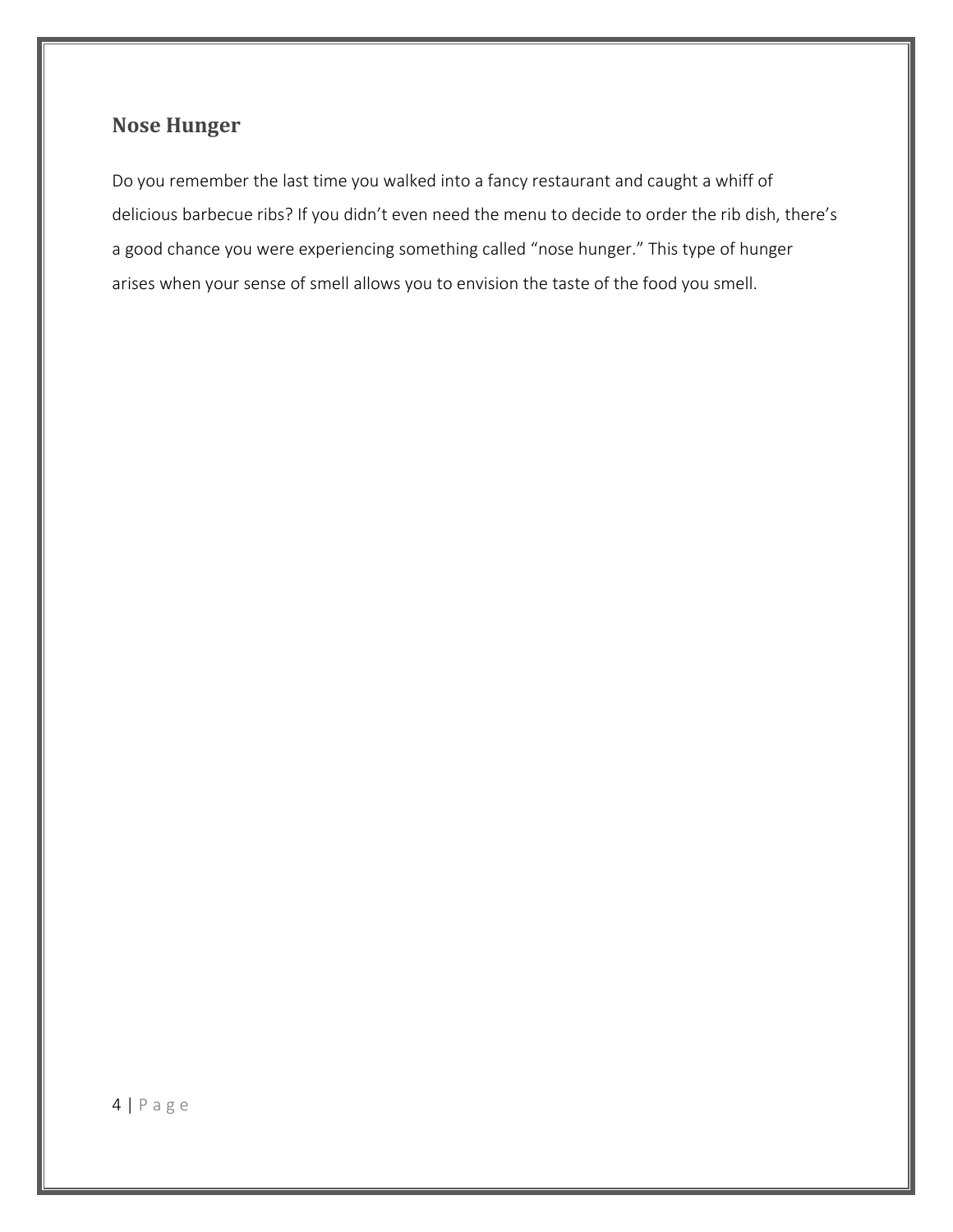## Nose Hunger

Do you remember the last time you walked into a fancy restaurant and caught a whiff of delicious barbecue ribs? If you didn't even need the menu to decide to order the rib dish, there's a good chance you were experiencing something called "nose hunger." This type of hunger arises when your sense of smell allows you to envision the taste of the food you smell.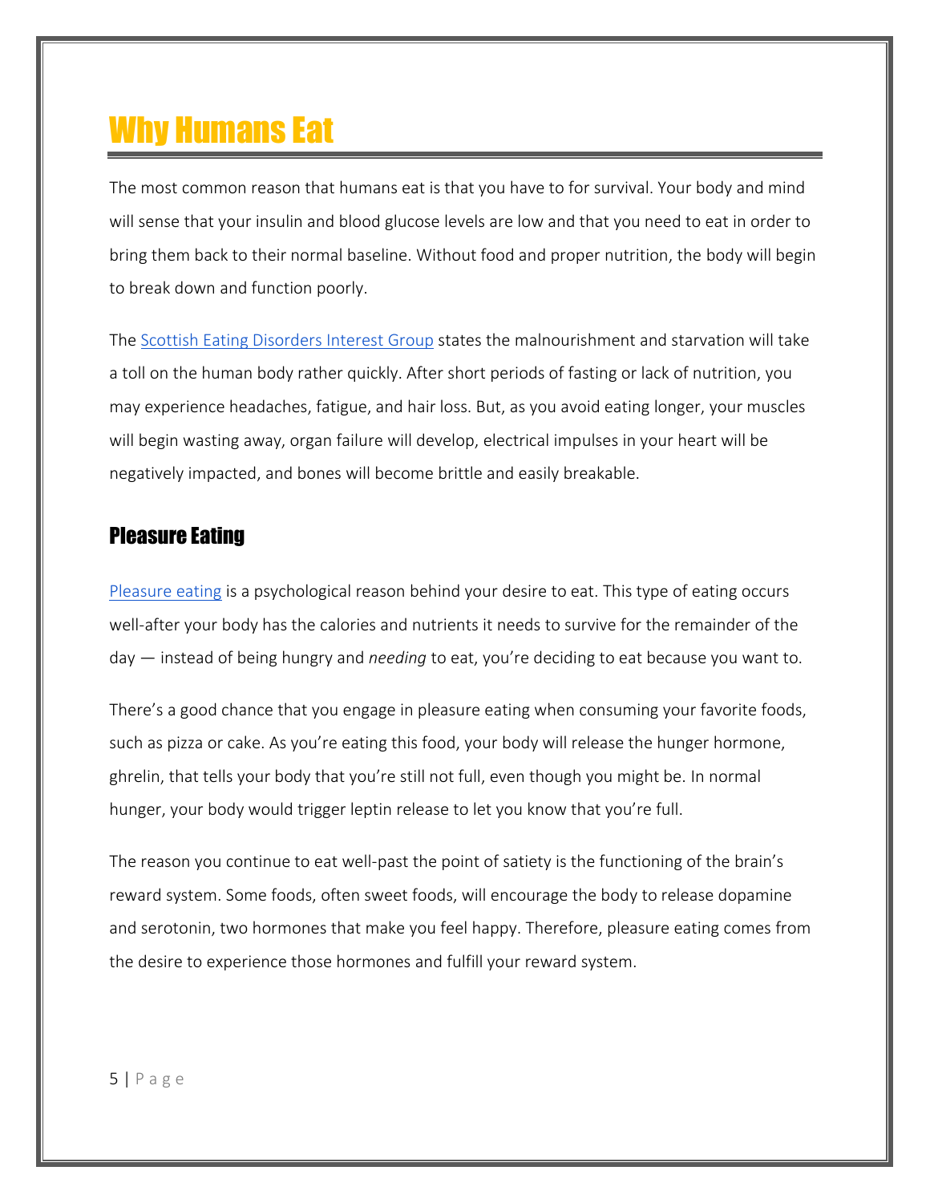# Why Humans Eat

The most common reason that humans eat is that you have to for survival. Your body and mind will sense that your insulin and blood glucose levels are low and that you need to eat in order to bring them back to their normal baseline. Without food and proper nutrition, the body will begin to break down and function poorly.

The [Scottish Eating Disorders Interest Group](#) states the malnourishment and starvation will take a toll on the human body rather quickly. After short periods of fasting or lack of nutrition, you may experience headaches, fatigue, and hair loss. But, as you avoid eating longer, your muscles will begin wasting away, organ failure will develop, electrical impulses in your heart will be negatively impacted, and bones will become brittle and easily breakable.

## Pleasure Eating

[Pleasure eating](#) is a psychological reason behind your desire to eat. This type of eating occurs well-after your body has the calories and nutrients it needs to survive for the remainder of the day — instead of being hungry and *needing* to eat, you're deciding to eat because you want to.

There's a good chance that you engage in pleasure eating when consuming your favorite foods, such as pizza or cake. As you're eating this food, your body will release the hunger hormone, ghrelin, that tells your body that you're still not full, even though you might be. In normal hunger, your body would trigger leptin release to let you know that you're full.

The reason you continue to eat well-past the point of satiety is the functioning of the brain's reward system. Some foods, often sweet foods, will encourage the body to release dopamine and serotonin, two hormones that make you feel happy. Therefore, pleasure eating comes from the desire to experience those hormones and fulfill your reward system.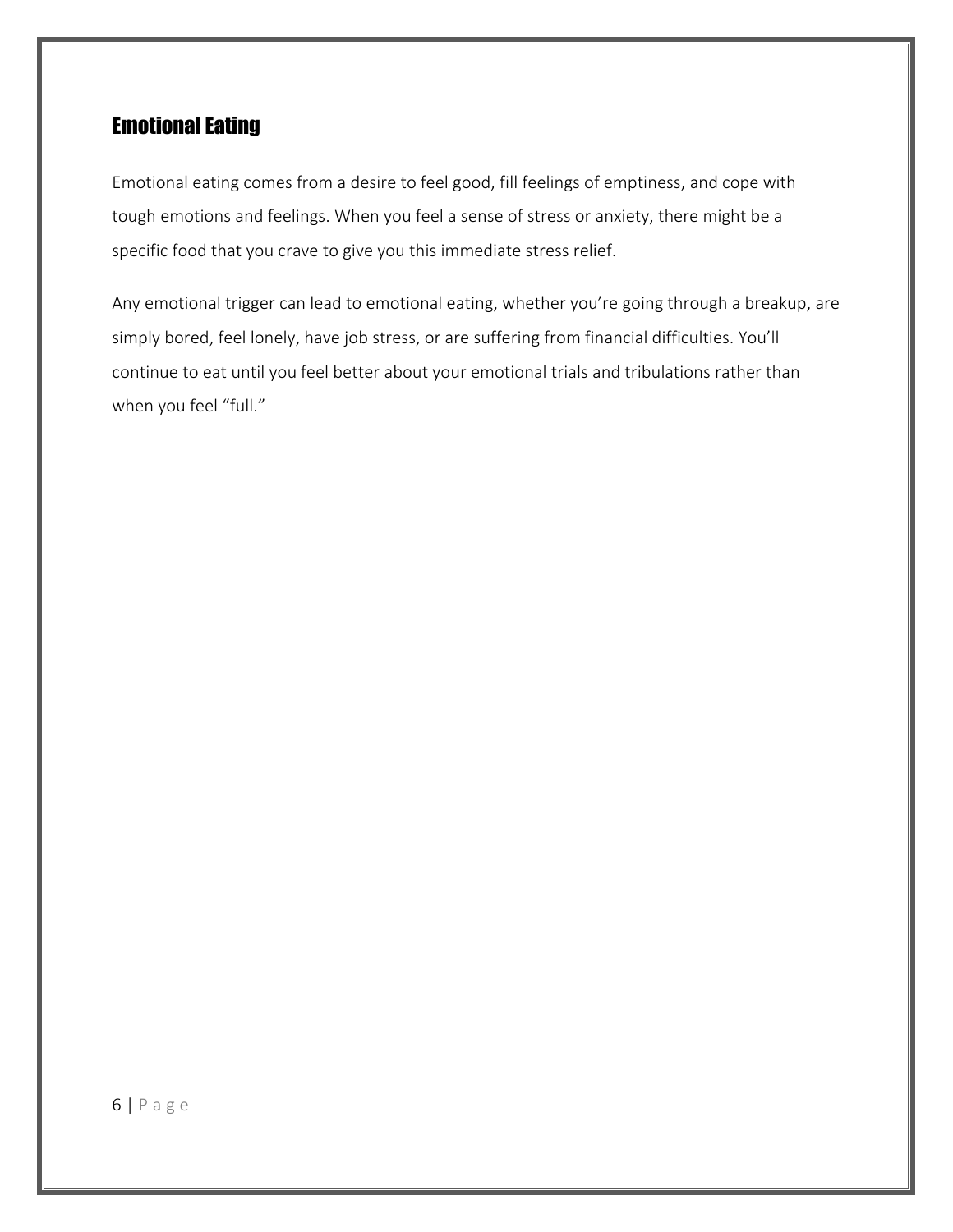## Emotional Eating

Emotional eating comes from a desire to feel good, fill feelings of emptiness, and cope with tough emotions and feelings. When you feel a sense of stress or anxiety, there might be a specific food that you crave to give you this immediate stress relief.

Any emotional trigger can lead to emotional eating, whether you're going through a breakup, are simply bored, feel lonely, have job stress, or are suffering from financial difficulties. You'll continue to eat until you feel better about your emotional trials and tribulations rather than when you feel "full."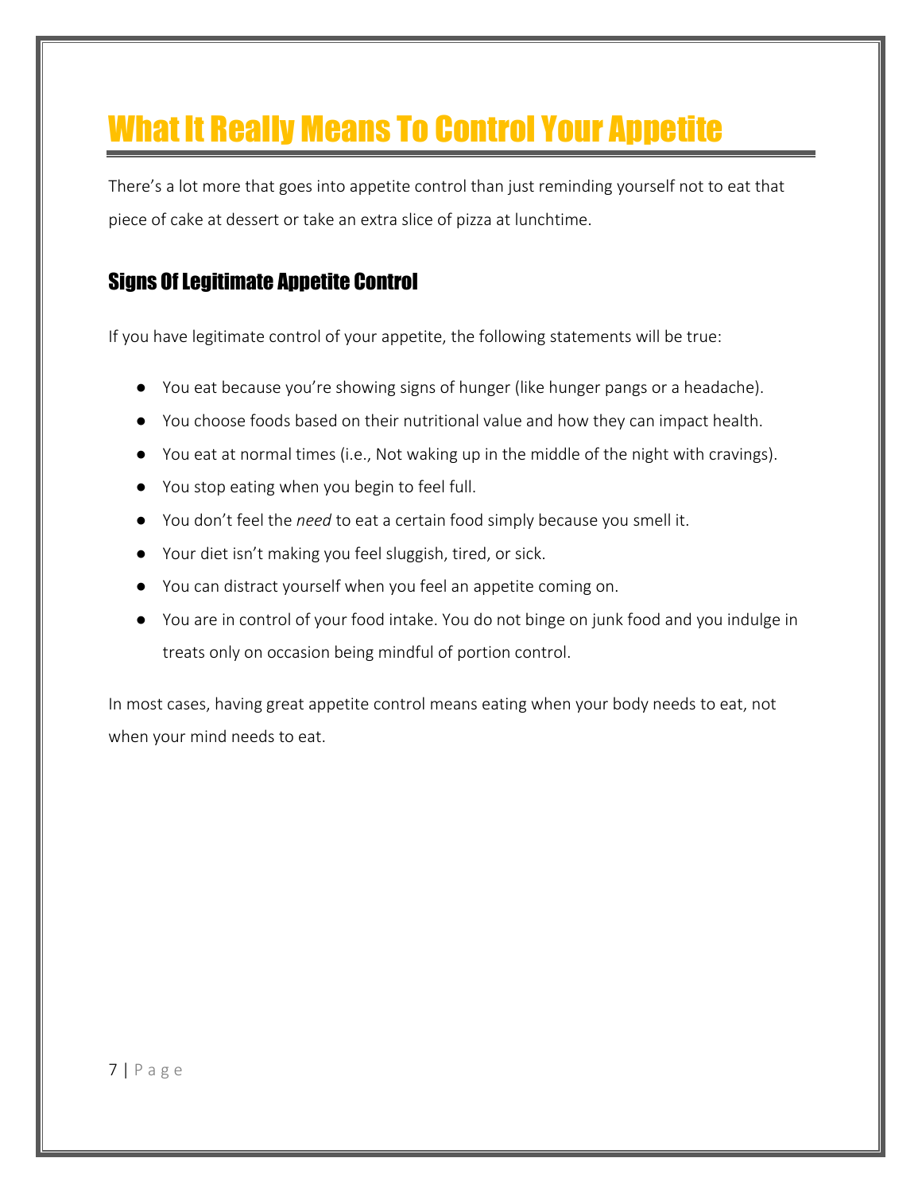# What It Really Means To Control Your Appetite

There's a lot more that goes into appetite control than just reminding yourself not to eat that piece of cake at dessert or take an extra slice of pizza at lunchtime.

## Signs Of Legitimate Appetite Control

If you have legitimate control of your appetite, the following statements will be true:

- You eat because you're showing signs of hunger (like hunger pangs or a headache).
- You choose foods based on their nutritional value and how they can impact health.
- You eat at normal times (i.e., Not waking up in the middle of the night with cravings).
- You stop eating when you begin to feel full.
- You don't feel the *need* to eat a certain food simply because you smell it.
- Your diet isn't making you feel sluggish, tired, or sick.
- You can distract yourself when you feel an appetite coming on.
- You are in control of your food intake. You do not binge on junk food and you indulge in treats only on occasion being mindful of portion control.

In most cases, having great appetite control means eating when your body needs to eat, not when your mind needs to eat.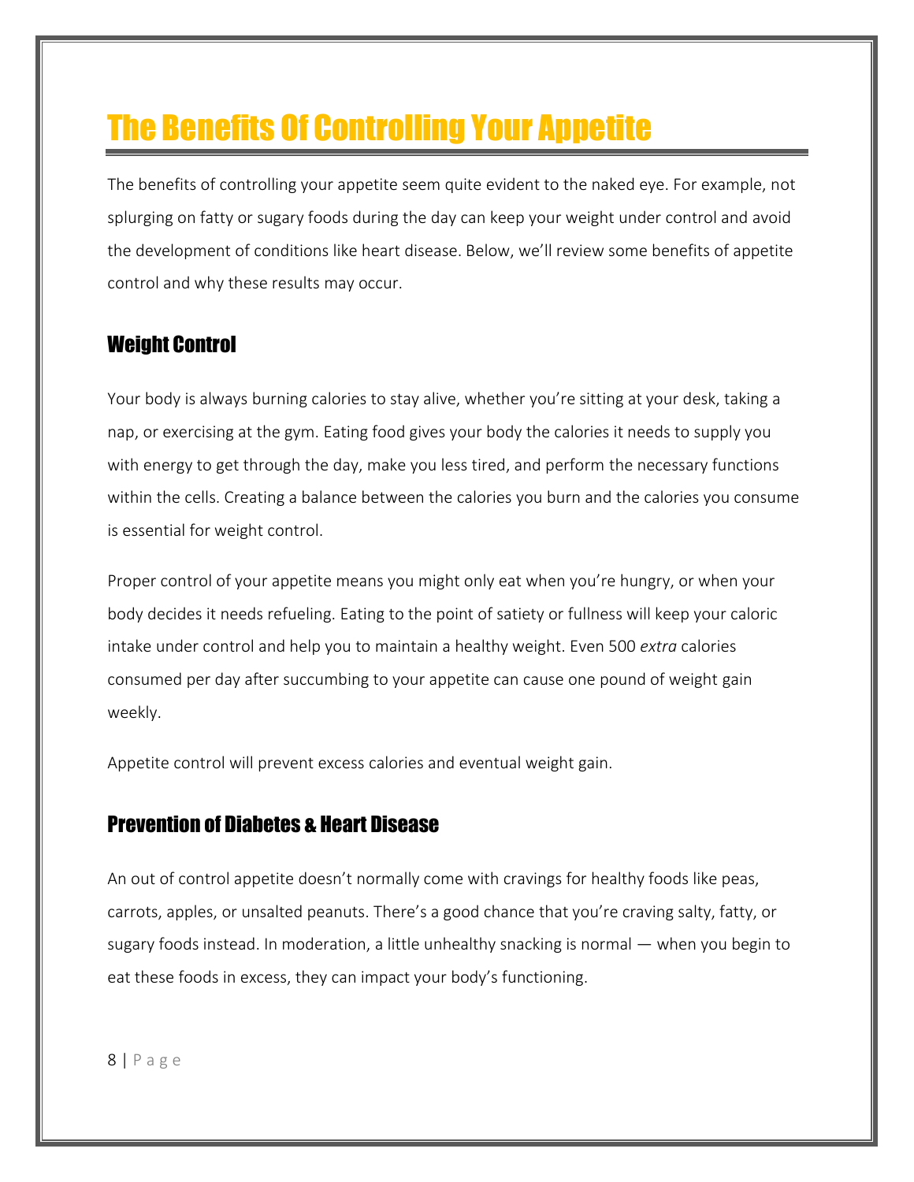# The Benefits Of Controlling Your Appetite

The benefits of controlling your appetite seem quite evident to the naked eye. For example, not splurging on fatty or sugary foods during the day can keep your weight under control and avoid the development of conditions like heart disease. Below, we'll review some benefits of appetite control and why these results may occur.

## Weight Control

Your body is always burning calories to stay alive, whether you're sitting at your desk, taking a nap, or exercising at the gym. Eating food gives your body the calories it needs to supply you with energy to get through the day, make you less tired, and perform the necessary functions within the cells. Creating a balance between the calories you burn and the calories you consume is essential for weight control.

Proper control of your appetite means you might only eat when you're hungry, or when your body decides it needs refueling. Eating to the point of satiety or fullness will keep your caloric intake under control and help you to maintain a healthy weight. Even 500 *extra* calories consumed per day after succumbing to your appetite can cause one pound of weight gain weekly.

Appetite control will prevent excess calories and eventual weight gain.

## Prevention of Diabetes & Heart Disease

An out of control appetite doesn't normally come with cravings for healthy foods like peas, carrots, apples, or unsalted peanuts. There's a good chance that you're craving salty, fatty, or sugary foods instead. In moderation, a little unhealthy snacking is normal — when you begin to eat these foods in excess, they can impact your body's functioning.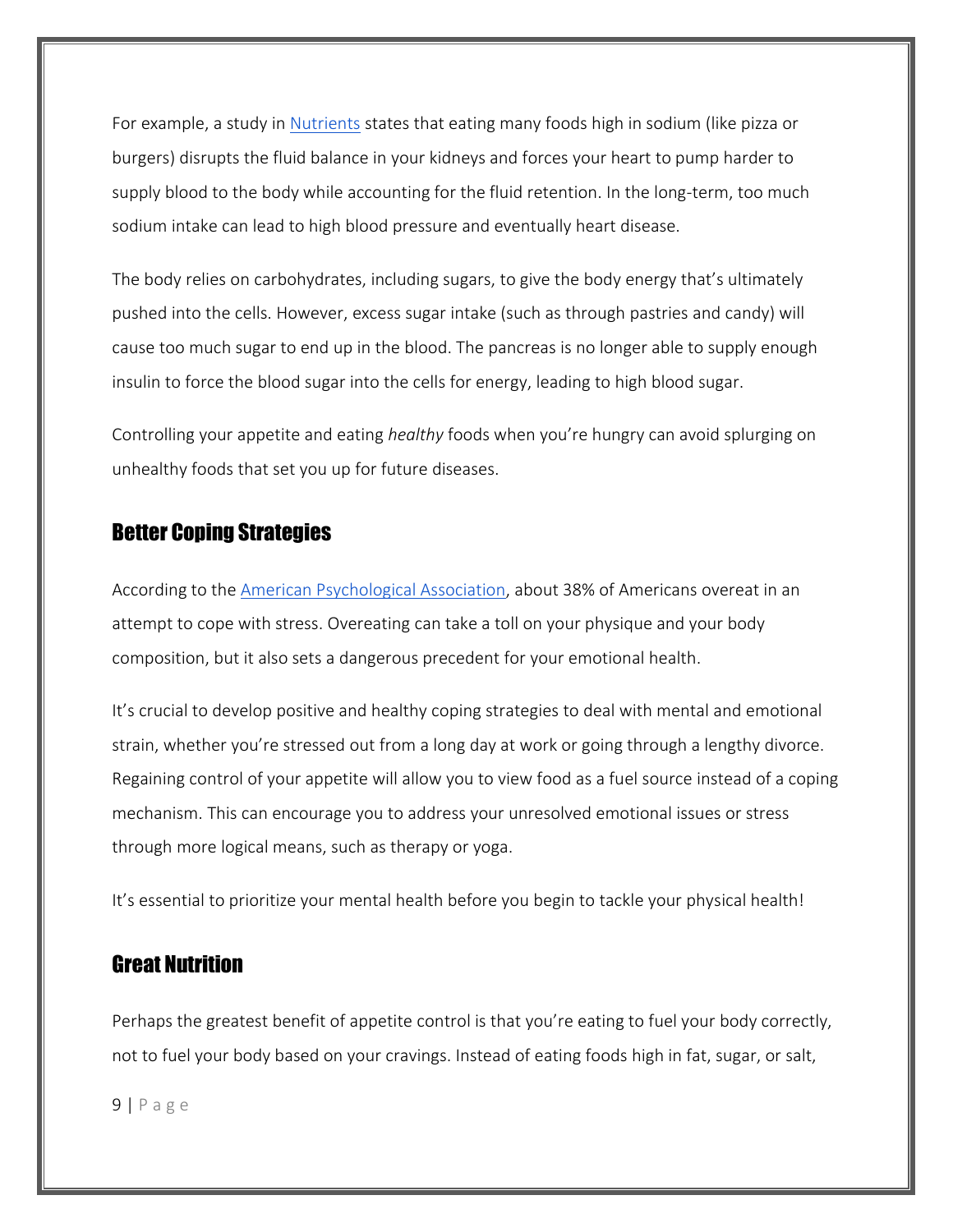For example, a study in [Nutrients](#) states that eating many foods high in sodium (like pizza or burgers) disrupts the fluid balance in your kidneys and forces your heart to pump harder to supply blood to the body while accounting for the fluid retention. In the long-term, too much sodium intake can lead to high blood pressure and eventually heart disease.

The body relies on carbohydrates, including sugars, to give the body energy that's ultimately pushed into the cells. However, excess sugar intake (such as through pastries and candy) will cause too much sugar to end up in the blood. The pancreas is no longer able to supply enough insulin to force the blood sugar into the cells for energy, leading to high blood sugar.

Controlling your appetite and eating *healthy* foods when you're hungry can avoid splurging on unhealthy foods that set you up for future diseases.

## Better Coping Strategies

According to the [American Psychological Association](#), about 38% of Americans overeat in an attempt to cope with stress. Overeating can take a toll on your physique and your body composition, but it also sets a dangerous precedent for your emotional health.

It's crucial to develop positive and healthy coping strategies to deal with mental and emotional strain, whether you're stressed out from a long day at work or going through a lengthy divorce. Regaining control of your appetite will allow you to view food as a fuel source instead of a coping mechanism. This can encourage you to address your unresolved emotional issues or stress through more logical means, such as therapy or yoga.

It's essential to prioritize your mental health before you begin to tackle your physical health!

## Great Nutrition

Perhaps the greatest benefit of appetite control is that you're eating to fuel your body correctly, not to fuel your body based on your cravings. Instead of eating foods high in fat, sugar, or salt,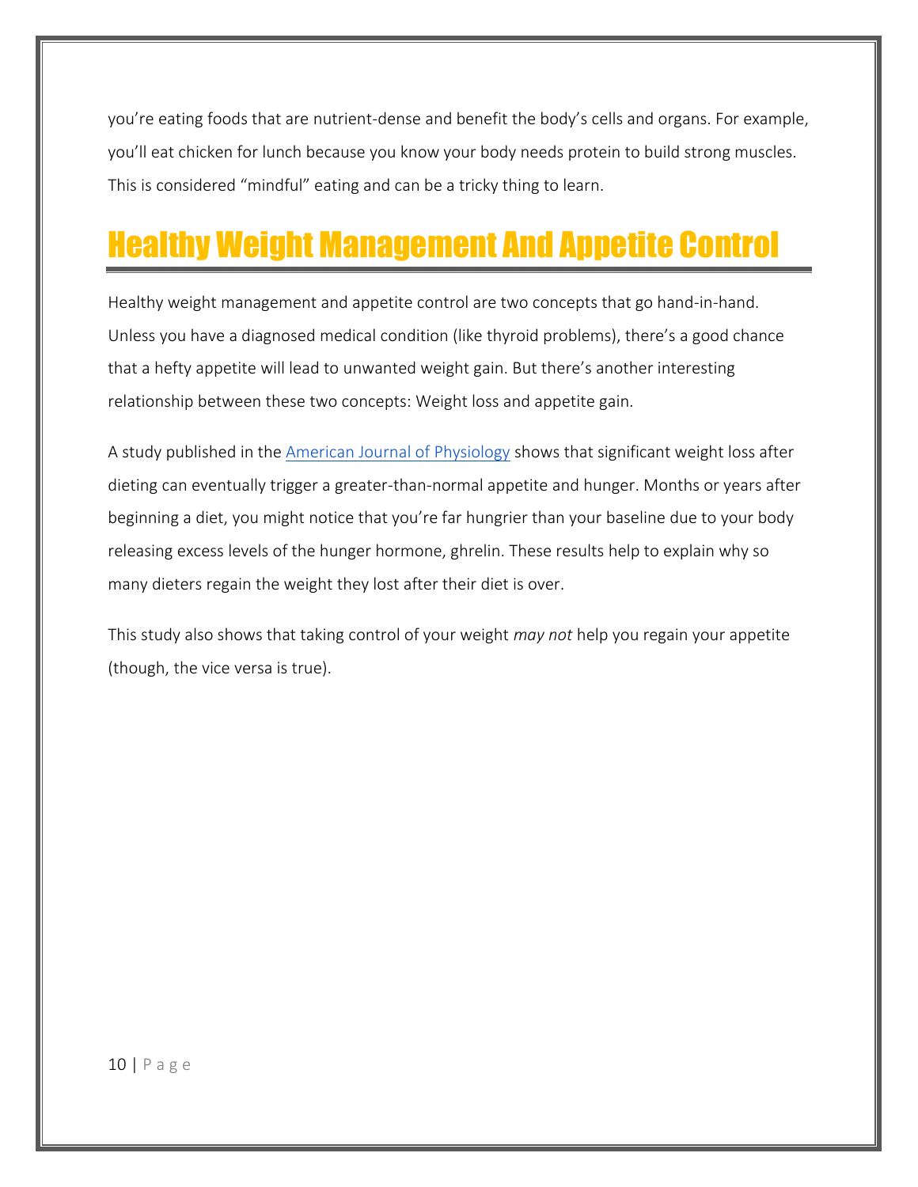you're eating foods that are nutrient-dense and benefit the body's cells and organs. For example, you'll eat chicken for lunch because you know your body needs protein to build strong muscles. This is considered "mindful" eating and can be a tricky thing to learn.

# Healthy Weight Management And Appetite Control

Healthy weight management and appetite control are two concepts that go hand-in-hand. Unless you have a diagnosed medical condition (like thyroid problems), there's a good chance that a hefty appetite will lead to unwanted weight gain. But there's another interesting relationship between these two concepts: Weight loss and appetite gain.

A study published in the American Journal of Physiology shows that significant weight loss after dieting can eventually trigger a greater-than-normal appetite and hunger. Months or years after beginning a diet, you might notice that you're far hungrier than your baseline due to your body releasing excess levels of the hunger hormone, ghrelin. These results help to explain why so many dieters regain the weight they lost after their diet is over.

This study also shows that taking control of your weight *may not* help you regain your appetite (though, the vice versa is true).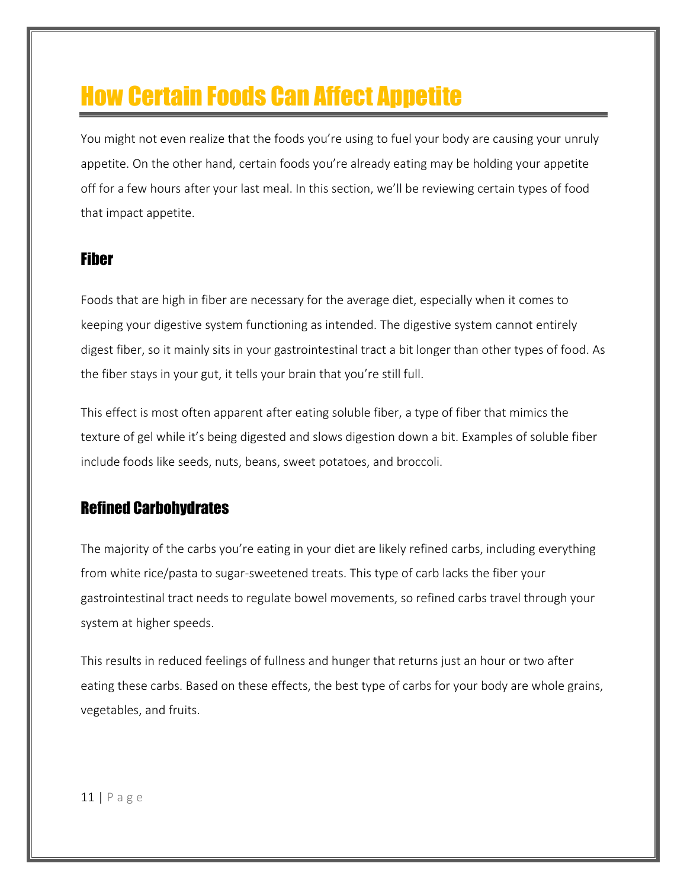# How Certain Foods Can Affect Appetite

You might not even realize that the foods you're using to fuel your body are causing your unruly appetite. On the other hand, certain foods you're already eating may be holding your appetite off for a few hours after your last meal. In this section, we'll be reviewing certain types of food that impact appetite.

## Fiber

Foods that are high in fiber are necessary for the average diet, especially when it comes to keeping your digestive system functioning as intended. The digestive system cannot entirely digest fiber, so it mainly sits in your gastrointestinal tract a bit longer than other types of food. As the fiber stays in your gut, it tells your brain that you're still full.

This effect is most often apparent after eating soluble fiber, a type of fiber that mimics the texture of gel while it's being digested and slows digestion down a bit. Examples of soluble fiber include foods like seeds, nuts, beans, sweet potatoes, and broccoli.

## Refined Carbohydrates

The majority of the carbs you're eating in your diet are likely refined carbs, including everything from white rice/pasta to sugar-sweetened treats. This type of carb lacks the fiber your gastrointestinal tract needs to regulate bowel movements, so refined carbs travel through your system at higher speeds.

This results in reduced feelings of fullness and hunger that returns just an hour or two after eating these carbs. Based on these effects, the best type of carbs for your body are whole grains, vegetables, and fruits.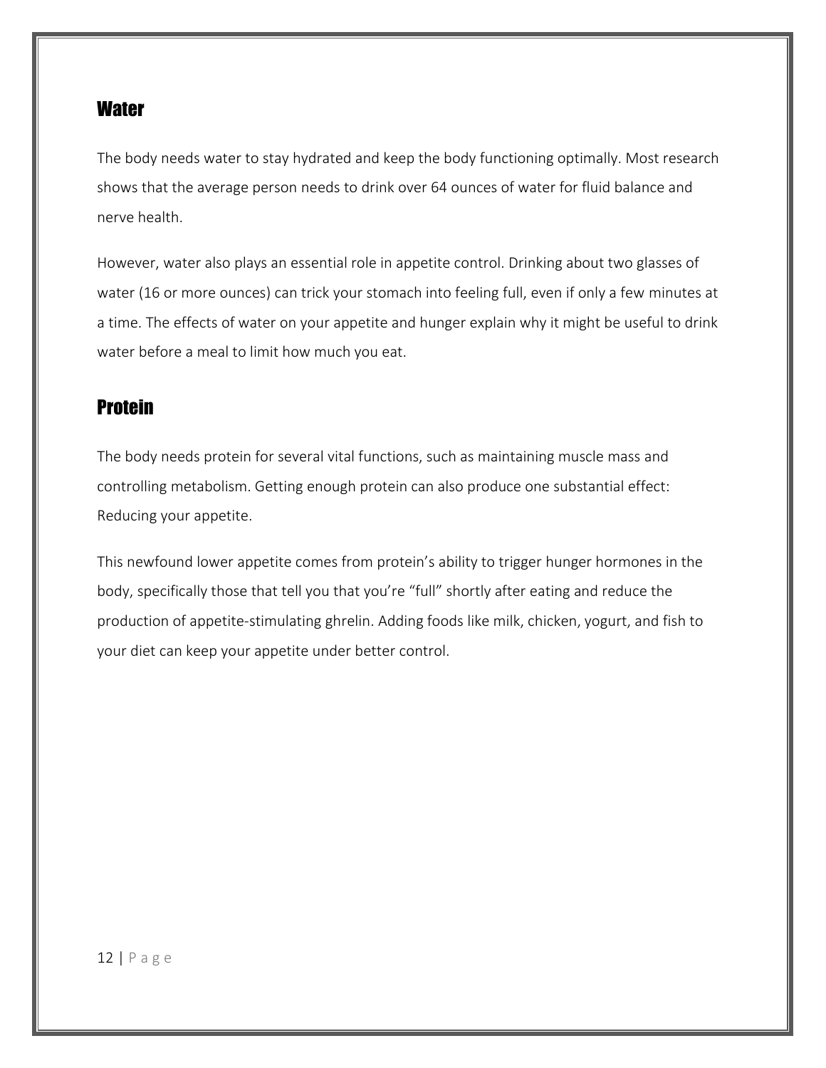## Water

The body needs water to stay hydrated and keep the body functioning optimally. Most research shows that the average person needs to drink over 64 ounces of water for fluid balance and nerve health.

However, water also plays an essential role in appetite control. Drinking about two glasses of water (16 or more ounces) can trick your stomach into feeling full, even if only a few minutes at a time. The effects of water on your appetite and hunger explain why it might be useful to drink water before a meal to limit how much you eat.

## Protein

The body needs protein for several vital functions, such as maintaining muscle mass and controlling metabolism. Getting enough protein can also produce one substantial effect: Reducing your appetite.

This newfound lower appetite comes from protein's ability to trigger hunger hormones in the body, specifically those that tell you that you're "full" shortly after eating and reduce the production of appetite-stimulating ghrelin. Adding foods like milk, chicken, yogurt, and fish to your diet can keep your appetite under better control.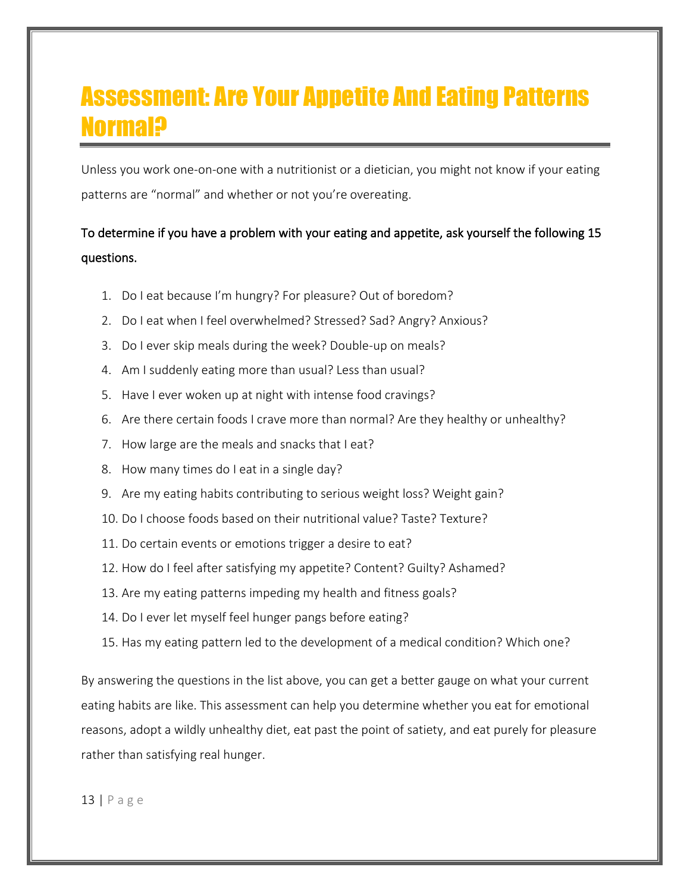# Assessment: Are Your Appetite And Eating Patterns Normal?

Unless you work one-on-one with a nutritionist or a dietician, you might not know if your eating patterns are “normal” and whether or not you’re overeating.

To determine if you have a problem with your eating and appetite, ask yourself the following 15 questions.

1. Do I eat because I’m hungry? For pleasure? Out of boredom?
2. Do I eat when I feel overwhelmed? Stressed? Sad? Angry? Anxious?
3. Do I ever skip meals during the week? Double-up on meals?
4. Am I suddenly eating more than usual? Less than usual?
5. Have I ever woken up at night with intense food cravings?
6. Are there certain foods I crave more than normal? Are they healthy or unhealthy?
7. How large are the meals and snacks that I eat?
8. How many times do I eat in a single day?
9. Are my eating habits contributing to serious weight loss? Weight gain?
10. Do I choose foods based on their nutritional value? Taste? Texture?
11. Do certain events or emotions trigger a desire to eat?
12. How do I feel after satisfying my appetite? Content? Guilty? Ashamed?
13. Are my eating patterns impeding my health and fitness goals?
14. Do I ever let myself feel hunger pangs before eating?
15. Has my eating pattern led to the development of a medical condition? Which one?

By answering the questions in the list above, you can get a better gauge on what your current eating habits are like. This assessment can help you determine whether you eat for emotional reasons, adopt a wildly unhealthy diet, eat past the point of satiety, and eat purely for pleasure rather than satisfying real hunger.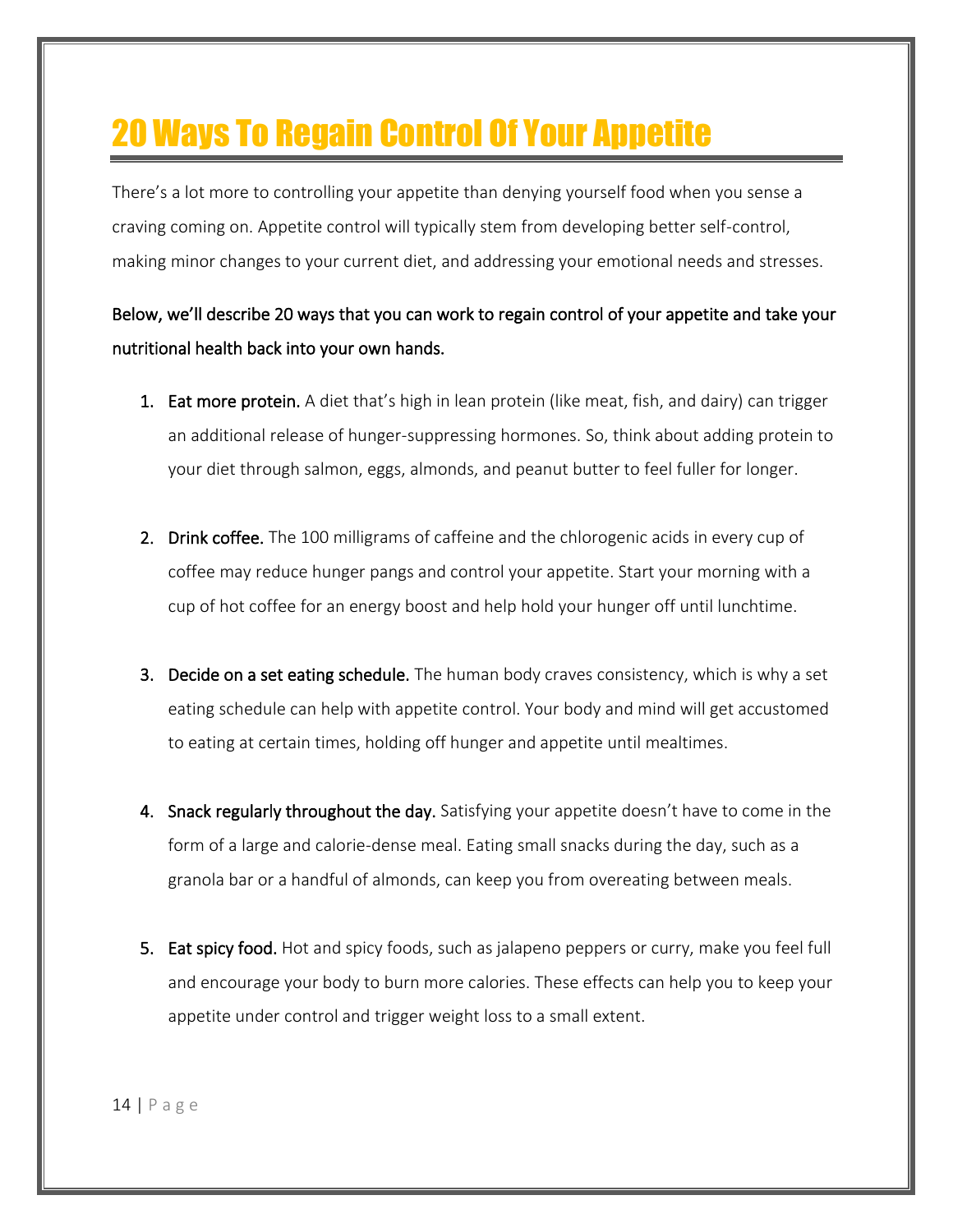# 20 Ways To Regain Control Of Your Appetite

There's a lot more to controlling your appetite than denying yourself food when you sense a craving coming on. Appetite control will typically stem from developing better self-control, making minor changes to your current diet, and addressing your emotional needs and stresses.

Below, we'll describe 20 ways that you can work to regain control of your appetite and take your nutritional health back into your own hands.

1. Eat more protein. A diet that's high in lean protein (like meat, fish, and dairy) can trigger an additional release of hunger-suppressing hormones. So, think about adding protein to your diet through salmon, eggs, almonds, and peanut butter to feel fuller for longer.

2. Drink coffee. The 100 milligrams of caffeine and the chlorogenic acids in every cup of coffee may reduce hunger pangs and control your appetite. Start your morning with a cup of hot coffee for an energy boost and help hold your hunger off until lunchtime.

3. Decide on a set eating schedule. The human body craves consistency, which is why a set eating schedule can help with appetite control. Your body and mind will get accustomed to eating at certain times, holding off hunger and appetite until mealtimes.

4. Snack regularly throughout the day. Satisfying your appetite doesn't have to come in the form of a large and calorie-dense meal. Eating small snacks during the day, such as a granola bar or a handful of almonds, can keep you from overeating between meals.

5. Eat spicy food. Hot and spicy foods, such as jalapeno peppers or curry, make you feel full and encourage your body to burn more calories. These effects can help you to keep your appetite under control and trigger weight loss to a small extent.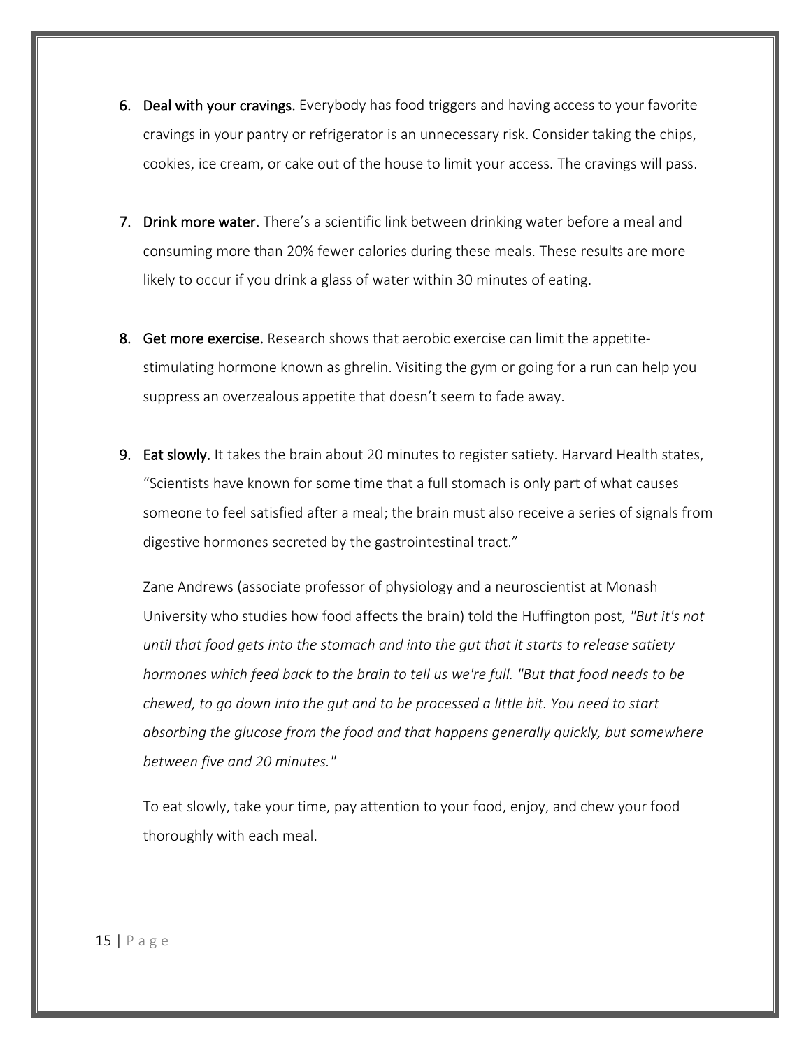6. **Deal with your cravings.** Everybody has food triggers and having access to your favorite cravings in your pantry or refrigerator is an unnecessary risk. Consider taking the chips, cookies, ice cream, or cake out of the house to limit your access. The cravings will pass.

7. **Drink more water.** There's a scientific link between drinking water before a meal and consuming more than 20% fewer calories during these meals. These results are more likely to occur if you drink a glass of water within 30 minutes of eating.

8. **Get more exercise.** Research shows that aerobic exercise can limit the appetite-stimulating hormone known as ghrelin. Visiting the gym or going for a run can help you suppress an overzealous appetite that doesn't seem to fade away.

9. **Eat slowly.** It takes the brain about 20 minutes to register satiety. Harvard Health states, "Scientists have known for some time that a full stomach is only part of what causes someone to feel satisfied after a meal; the brain must also receive a series of signals from digestive hormones secreted by the gastrointestinal tract."

   Zane Andrews (associate professor of physiology and a neuroscientist at Monash University who studies how food affects the brain) told the Huffington post, *"But it's not until that food gets into the stomach and into the gut that it starts to release satiety hormones which feed back to the brain to tell us we're full. "But that food needs to be chewed, to go down into the gut and to be processed a little bit. You need to start absorbing the glucose from the food and that happens generally quickly, but somewhere between five and 20 minutes."*

   To eat slowly, take your time, pay attention to your food, enjoy, and chew your food thoroughly with each meal.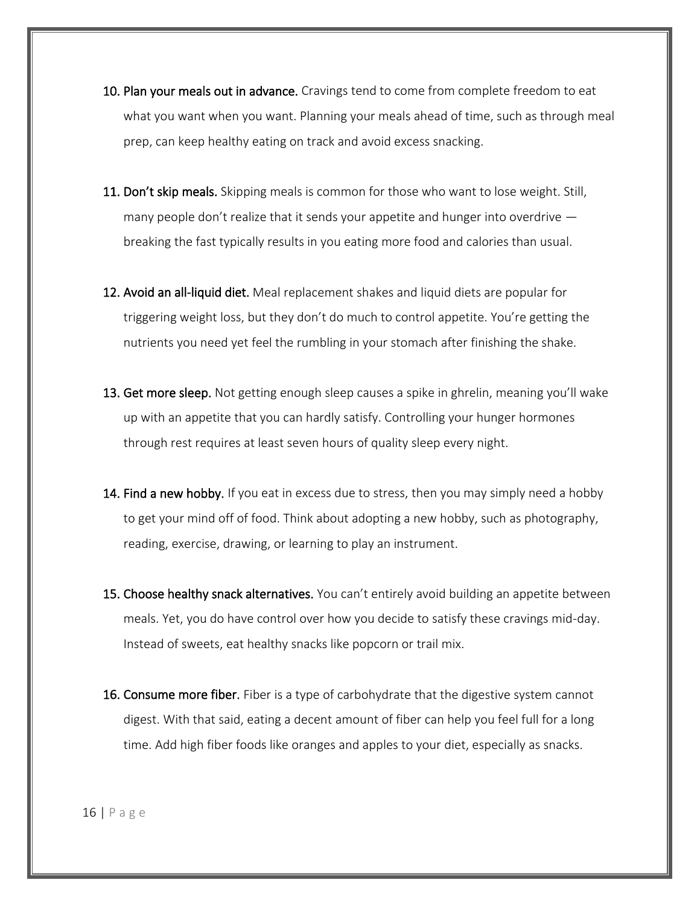10. **Plan your meals out in advance.** Cravings tend to come from complete freedom to eat what you want when you want. Planning your meals ahead of time, such as through meal prep, can keep healthy eating on track and avoid excess snacking.

11. **Don't skip meals.** Skipping meals is common for those who want to lose weight. Still, many people don't realize that it sends your appetite and hunger into overdrive — breaking the fast typically results in you eating more food and calories than usual.

12. **Avoid an all-liquid diet.** Meal replacement shakes and liquid diets are popular for triggering weight loss, but they don't do much to control appetite. You're getting the nutrients you need yet feel the rumbling in your stomach after finishing the shake.

13. **Get more sleep.** Not getting enough sleep causes a spike in ghrelin, meaning you'll wake up with an appetite that you can hardly satisfy. Controlling your hunger hormones through rest requires at least seven hours of quality sleep every night.

14. **Find a new hobby.** If you eat in excess due to stress, then you may simply need a hobby to get your mind off of food. Think about adopting a new hobby, such as photography, reading, exercise, drawing, or learning to play an instrument.

15. **Choose healthy snack alternatives.** You can't entirely avoid building an appetite between meals. Yet, you do have control over how you decide to satisfy these cravings mid-day. Instead of sweets, eat healthy snacks like popcorn or trail mix.

16. **Consume more fiber.** Fiber is a type of carbohydrate that the digestive system cannot digest. With that said, eating a decent amount of fiber can help you feel full for a long time. Add high fiber foods like oranges and apples to your diet, especially as snacks.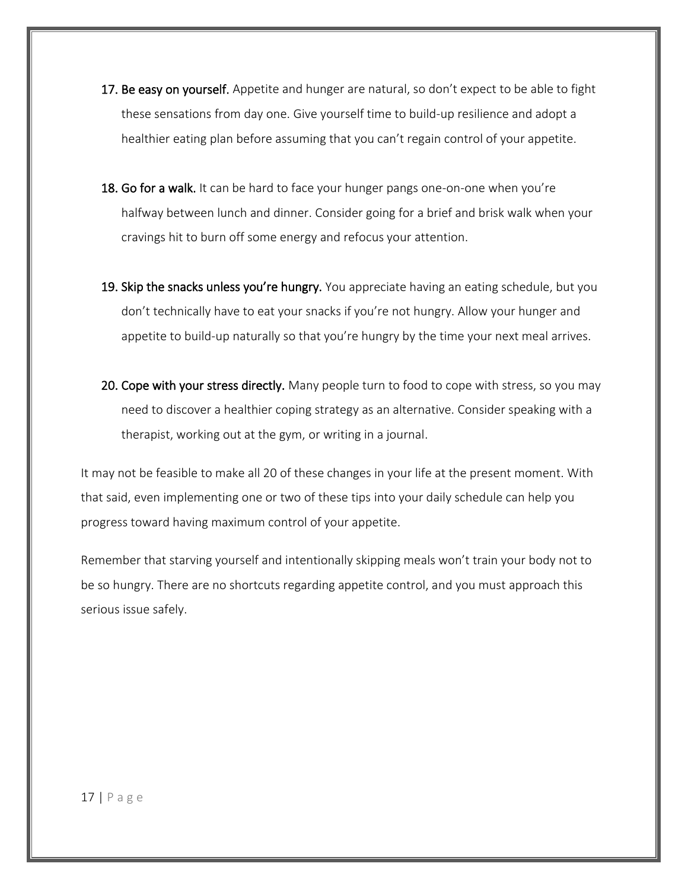17. **Be easy on yourself.** Appetite and hunger are natural, so don't expect to be able to fight these sensations from day one. Give yourself time to build-up resilience and adopt a healthier eating plan before assuming that you can't regain control of your appetite.

18. **Go for a walk.** It can be hard to face your hunger pangs one-on-one when you're halfway between lunch and dinner. Consider going for a brief and brisk walk when your cravings hit to burn off some energy and refocus your attention.

19. **Skip the snacks unless you're hungry.** You appreciate having an eating schedule, but you don't technically have to eat your snacks if you're not hungry. Allow your hunger and appetite to build-up naturally so that you're hungry by the time your next meal arrives.

20. **Cope with your stress directly.** Many people turn to food to cope with stress, so you may need to discover a healthier coping strategy as an alternative. Consider speaking with a therapist, working out at the gym, or writing in a journal.

It may not be feasible to make all 20 of these changes in your life at the present moment. With that said, even implementing one or two of these tips into your daily schedule can help you progress toward having maximum control of your appetite.

Remember that starving yourself and intentionally skipping meals won't train your body not to be so hungry. There are no shortcuts regarding appetite control, and you must approach this serious issue safely.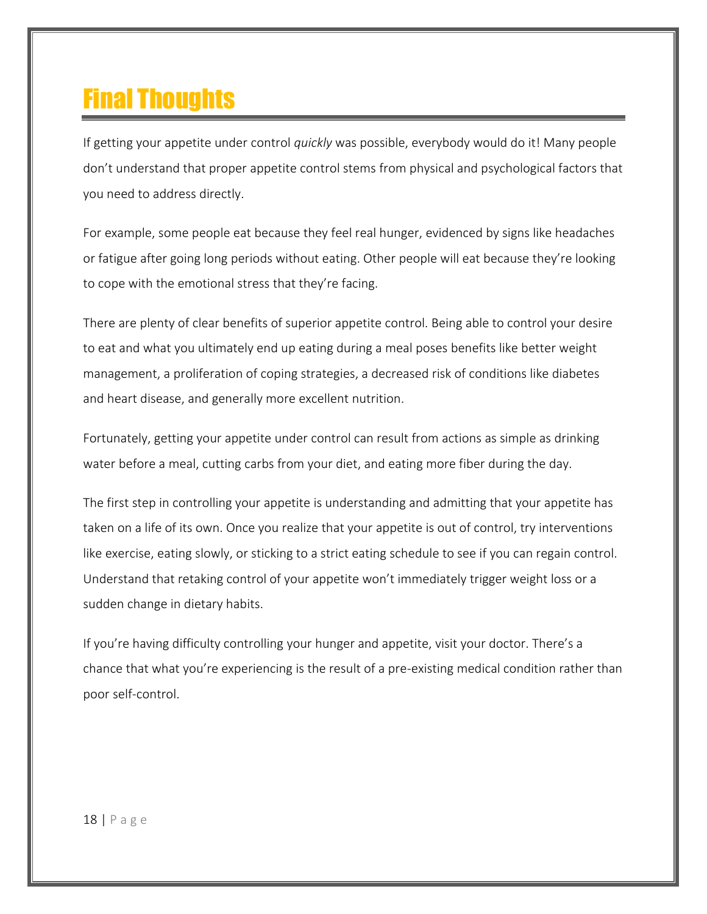# Final Thoughts

If getting your appetite under control *quickly* was possible, everybody would do it! Many people don't understand that proper appetite control stems from physical and psychological factors that you need to address directly.

For example, some people eat because they feel real hunger, evidenced by signs like headaches or fatigue after going long periods without eating. Other people will eat because they're looking to cope with the emotional stress that they're facing.

There are plenty of clear benefits of superior appetite control. Being able to control your desire to eat and what you ultimately end up eating during a meal poses benefits like better weight management, a proliferation of coping strategies, a decreased risk of conditions like diabetes and heart disease, and generally more excellent nutrition.

Fortunately, getting your appetite under control can result from actions as simple as drinking water before a meal, cutting carbs from your diet, and eating more fiber during the day.

The first step in controlling your appetite is understanding and admitting that your appetite has taken on a life of its own. Once you realize that your appetite is out of control, try interventions like exercise, eating slowly, or sticking to a strict eating schedule to see if you can regain control. Understand that retaking control of your appetite won't immediately trigger weight loss or a sudden change in dietary habits.

If you're having difficulty controlling your hunger and appetite, visit your doctor. There's a chance that what you're experiencing is the result of a pre-existing medical condition rather than poor self-control.